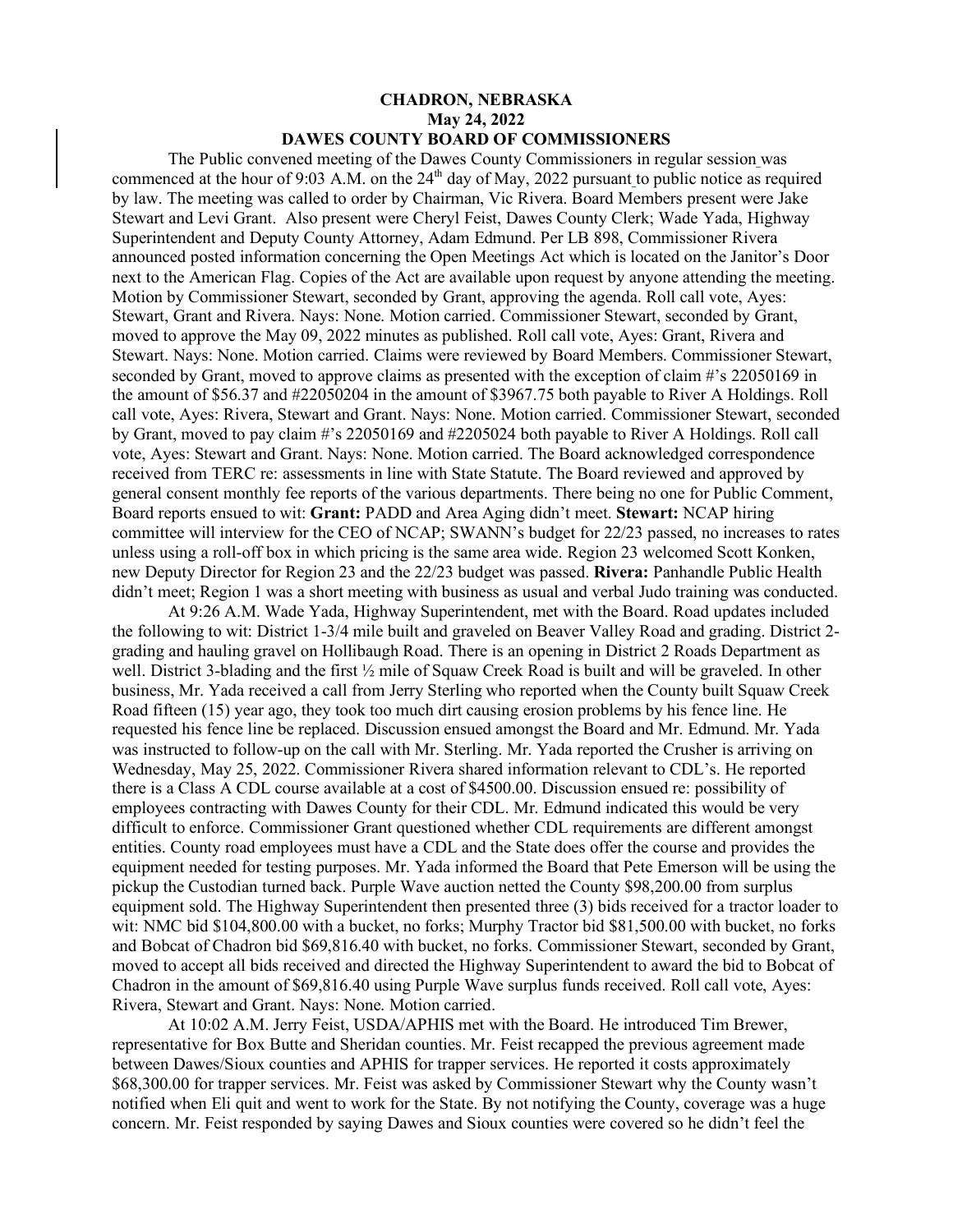# CHADRON, NEBRASKA
## May 24, 2022
## DAWES COUNTY BOARD OF COMMISSIONERS

The Public convened meeting of the Dawes County Commissioners in regular session was commenced at the hour of 9:03 A.M. on the 24th day of May, 2022 pursuant to public notice as required by law. The meeting was called to order by Chairman, Vic Rivera. Board Members present were Jake Stewart and Levi Grant. Also present were Cheryl Feist, Dawes County Clerk; Wade Yada, Highway Superintendent and Deputy County Attorney, Adam Edmund. Per LB 898, Commissioner Rivera announced posted information concerning the Open Meetings Act which is located on the Janitor's Door next to the American Flag. Copies of the Act are available upon request by anyone attending the meeting. Motion by Commissioner Stewart, seconded by Grant, approving the agenda. Roll call vote, Ayes: Stewart, Grant and Rivera. Nays: None. Motion carried. Commissioner Stewart, seconded by Grant, moved to approve the May 09, 2022 minutes as published. Roll call vote, Ayes: Grant, Rivera and Stewart. Nays: None. Motion carried. Claims were reviewed by Board Members. Commissioner Stewart, seconded by Grant, moved to approve claims as presented with the exception of claim #'s 22050169 in the amount of $56.37 and #22050204 in the amount of $3967.75 both payable to River A Holdings. Roll call vote, Ayes: Rivera, Stewart and Grant. Nays: None. Motion carried. Commissioner Stewart, seconded by Grant, moved to pay claim #'s 22050169 and #2205024 both payable to River A Holdings. Roll call vote, Ayes: Stewart and Grant. Nays: None. Motion carried. The Board acknowledged correspondence received from TERC re: assessments in line with State Statute. The Board reviewed and approved by general consent monthly fee reports of the various departments. There being no one for Public Comment, Board reports ensued to wit: **Grant:** PADD and Area Aging didn't meet. **Stewart:** NCAP hiring committee will interview for the CEO of NCAP; SWANN's budget for 22/23 passed, no increases to rates unless using a roll-off box in which pricing is the same area wide. Region 23 welcomed Scott Konken, new Deputy Director for Region 23 and the 22/23 budget was passed. **Rivera:** Panhandle Public Health didn't meet; Region 1 was a short meeting with business as usual and verbal Judo training was conducted.

At 9:26 A.M. Wade Yada, Highway Superintendent, met with the Board. Road updates included the following to wit: District 1-3/4 mile built and graveled on Beaver Valley Road and grading. District 2-grading and hauling gravel on Hollibaugh Road. There is an opening in District 2 Roads Department as well. District 3-blading and the first ½ mile of Squaw Creek Road is built and will be graveled. In other business, Mr. Yada received a call from Jerry Sterling who reported when the County built Squaw Creek Road fifteen (15) year ago, they took too much dirt causing erosion problems by his fence line. He requested his fence line be replaced. Discussion ensued amongst the Board and Mr. Edmund. Mr. Yada was instructed to follow-up on the call with Mr. Sterling. Mr. Yada reported the Crusher is arriving on Wednesday, May 25, 2022. Commissioner Rivera shared information relevant to CDL's. He reported there is a Class A CDL course available at a cost of $4500.00. Discussion ensued re: possibility of employees contracting with Dawes County for their CDL. Mr. Edmund indicated this would be very difficult to enforce. Commissioner Grant questioned whether CDL requirements are different amongst entities. County road employees must have a CDL and the State does offer the course and provides the equipment needed for testing purposes. Mr. Yada informed the Board that Pete Emerson will be using the pickup the Custodian turned back. Purple Wave auction netted the County $98,200.00 from surplus equipment sold. The Highway Superintendent then presented three (3) bids received for a tractor loader to wit: NMC bid $104,800.00 with a bucket, no forks; Murphy Tractor bid $81,500.00 with bucket, no forks and Bobcat of Chadron bid $69,816.40 with bucket, no forks. Commissioner Stewart, seconded by Grant, moved to accept all bids received and directed the Highway Superintendent to award the bid to Bobcat of Chadron in the amount of $69,816.40 using Purple Wave surplus funds received. Roll call vote, Ayes: Rivera, Stewart and Grant. Nays: None. Motion carried.

At 10:02 A.M. Jerry Feist, USDA/APHIS met with the Board. He introduced Tim Brewer, representative for Box Butte and Sheridan counties. Mr. Feist recapped the previous agreement made between Dawes/Sioux counties and APHIS for trapper services. He reported it costs approximately $68,300.00 for trapper services. Mr. Feist was asked by Commissioner Stewart why the County wasn't notified when Eli quit and went to work for the State. By not notifying the County, coverage was a huge concern. Mr. Feist responded by saying Dawes and Sioux counties were covered so he didn't feel the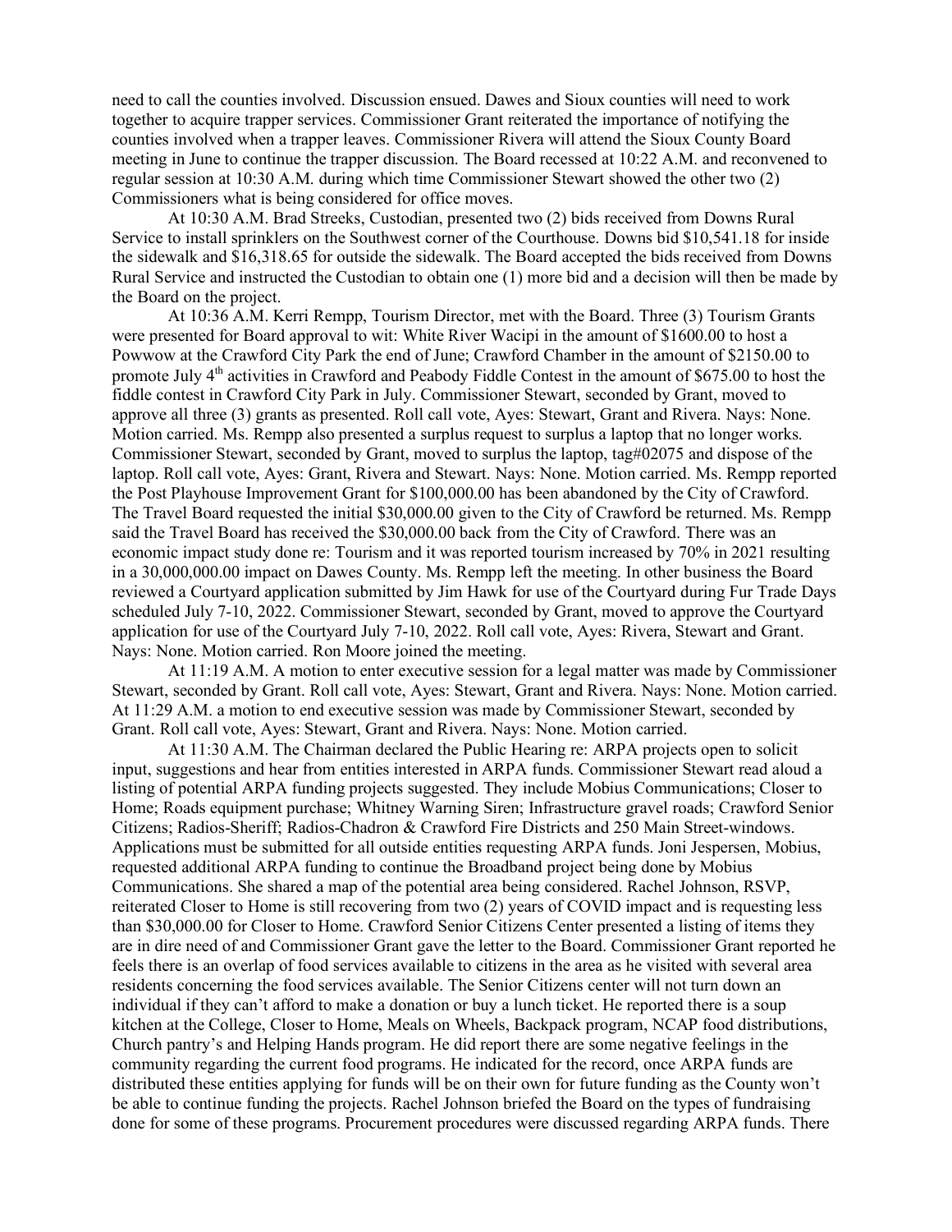need to call the counties involved. Discussion ensued. Dawes and Sioux counties will need to work together to acquire trapper services. Commissioner Grant reiterated the importance of notifying the counties involved when a trapper leaves. Commissioner Rivera will attend the Sioux County Board meeting in June to continue the trapper discussion. The Board recessed at 10:22 A.M. and reconvened to regular session at 10:30 A.M. during which time Commissioner Stewart showed the other two (2) Commissioners what is being considered for office moves.

At 10:30 A.M. Brad Streeks, Custodian, presented two (2) bids received from Downs Rural Service to install sprinklers on the Southwest corner of the Courthouse. Downs bid $10,541.18 for inside the sidewalk and $16,318.65 for outside the sidewalk. The Board accepted the bids received from Downs Rural Service and instructed the Custodian to obtain one (1) more bid and a decision will then be made by the Board on the project.

At 10:36 A.M. Kerri Rempp, Tourism Director, met with the Board. Three (3) Tourism Grants were presented for Board approval to wit: White River Wacipi in the amount of $1600.00 to host a Powwow at the Crawford City Park the end of June; Crawford Chamber in the amount of $2150.00 to promote July 4th activities in Crawford and Peabody Fiddle Contest in the amount of $675.00 to host the fiddle contest in Crawford City Park in July. Commissioner Stewart, seconded by Grant, moved to approve all three (3) grants as presented. Roll call vote, Ayes: Stewart, Grant and Rivera. Nays: None. Motion carried. Ms. Rempp also presented a surplus request to surplus a laptop that no longer works. Commissioner Stewart, seconded by Grant, moved to surplus the laptop, tag#02075 and dispose of the laptop. Roll call vote, Ayes: Grant, Rivera and Stewart. Nays: None. Motion carried. Ms. Rempp reported the Post Playhouse Improvement Grant for $100,000.00 has been abandoned by the City of Crawford. The Travel Board requested the initial $30,000.00 given to the City of Crawford be returned. Ms. Rempp said the Travel Board has received the $30,000.00 back from the City of Crawford. There was an economic impact study done re: Tourism and it was reported tourism increased by 70% in 2021 resulting in a 30,000,000.00 impact on Dawes County. Ms. Rempp left the meeting. In other business the Board reviewed a Courtyard application submitted by Jim Hawk for use of the Courtyard during Fur Trade Days scheduled July 7-10, 2022. Commissioner Stewart, seconded by Grant, moved to approve the Courtyard application for use of the Courtyard July 7-10, 2022. Roll call vote, Ayes: Rivera, Stewart and Grant. Nays: None. Motion carried. Ron Moore joined the meeting.

At 11:19 A.M. A motion to enter executive session for a legal matter was made by Commissioner Stewart, seconded by Grant. Roll call vote, Ayes: Stewart, Grant and Rivera. Nays: None. Motion carried. At 11:29 A.M. a motion to end executive session was made by Commissioner Stewart, seconded by Grant. Roll call vote, Ayes: Stewart, Grant and Rivera. Nays: None. Motion carried.

At 11:30 A.M. The Chairman declared the Public Hearing re: ARPA projects open to solicit input, suggestions and hear from entities interested in ARPA funds. Commissioner Stewart read aloud a listing of potential ARPA funding projects suggested. They include Mobius Communications; Closer to Home; Roads equipment purchase; Whitney Warning Siren; Infrastructure gravel roads; Crawford Senior Citizens; Radios-Sheriff; Radios-Chadron & Crawford Fire Districts and 250 Main Street-windows. Applications must be submitted for all outside entities requesting ARPA funds. Joni Jespersen, Mobius, requested additional ARPA funding to continue the Broadband project being done by Mobius Communications. She shared a map of the potential area being considered. Rachel Johnson, RSVP, reiterated Closer to Home is still recovering from two (2) years of COVID impact and is requesting less than $30,000.00 for Closer to Home. Crawford Senior Citizens Center presented a listing of items they are in dire need of and Commissioner Grant gave the letter to the Board. Commissioner Grant reported he feels there is an overlap of food services available to citizens in the area as he visited with several area residents concerning the food services available. The Senior Citizens center will not turn down an individual if they can't afford to make a donation or buy a lunch ticket. He reported there is a soup kitchen at the College, Closer to Home, Meals on Wheels, Backpack program, NCAP food distributions, Church pantry's and Helping Hands program. He did report there are some negative feelings in the community regarding the current food programs. He indicated for the record, once ARPA funds are distributed these entities applying for funds will be on their own for future funding as the County won't be able to continue funding the projects. Rachel Johnson briefed the Board on the types of fundraising done for some of these programs. Procurement procedures were discussed regarding ARPA funds. There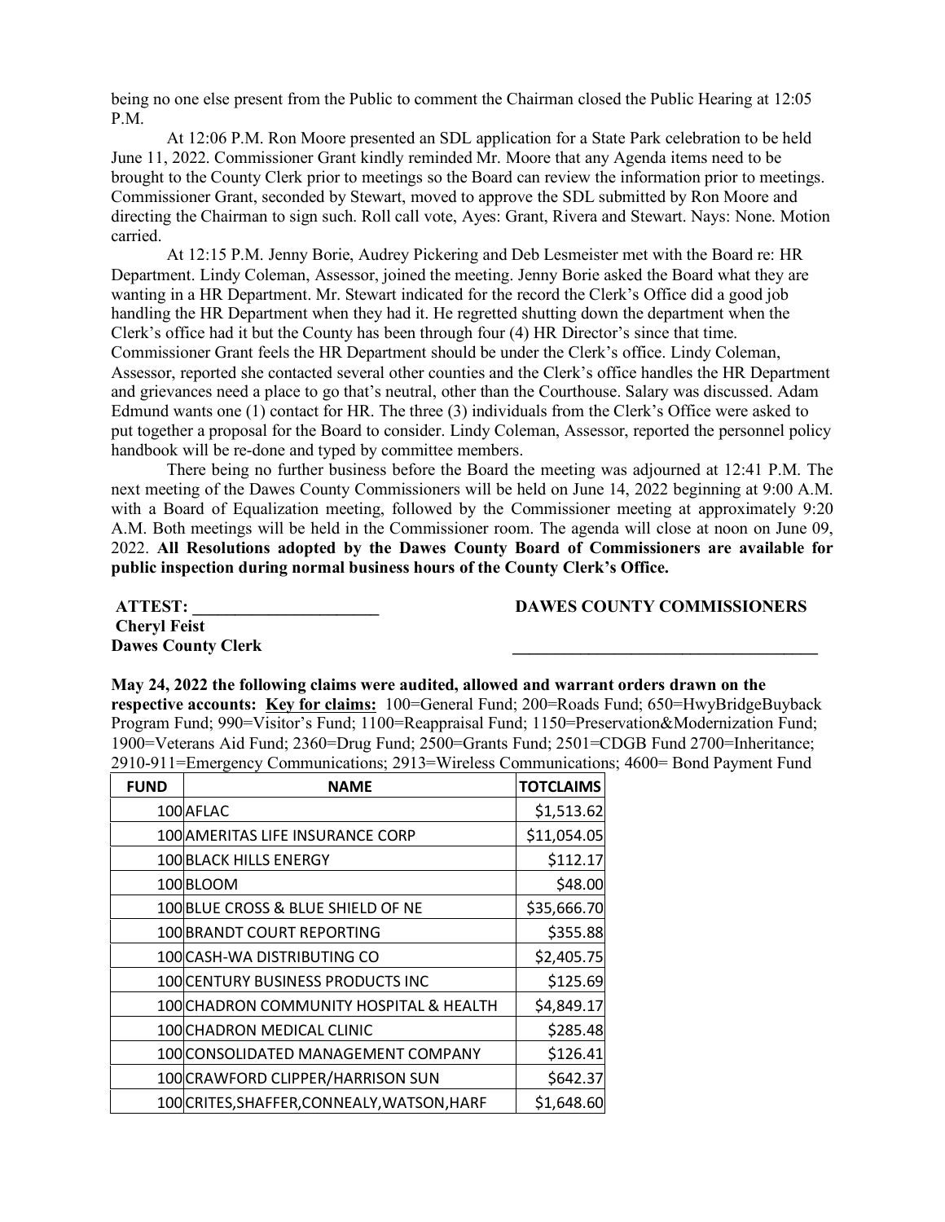being no one else present from the Public to comment the Chairman closed the Public Hearing at 12:05 P.M.

At 12:06 P.M. Ron Moore presented an SDL application for a State Park celebration to be held June 11, 2022. Commissioner Grant kindly reminded Mr. Moore that any Agenda items need to be brought to the County Clerk prior to meetings so the Board can review the information prior to meetings. Commissioner Grant, seconded by Stewart, moved to approve the SDL submitted by Ron Moore and directing the Chairman to sign such. Roll call vote, Ayes: Grant, Rivera and Stewart. Nays: None. Motion carried.

At 12:15 P.M. Jenny Borie, Audrey Pickering and Deb Lesmeister met with the Board re: HR Department. Lindy Coleman, Assessor, joined the meeting. Jenny Borie asked the Board what they are wanting in a HR Department. Mr. Stewart indicated for the record the Clerk's Office did a good job handling the HR Department when they had it. He regretted shutting down the department when the Clerk's office had it but the County has been through four (4) HR Director's since that time. Commissioner Grant feels the HR Department should be under the Clerk's office. Lindy Coleman, Assessor, reported she contacted several other counties and the Clerk's office handles the HR Department and grievances need a place to go that's neutral, other than the Courthouse. Salary was discussed. Adam Edmund wants one (1) contact for HR. The three (3) individuals from the Clerk's Office were asked to put together a proposal for the Board to consider. Lindy Coleman, Assessor, reported the personnel policy handbook will be re-done and typed by committee members.

There being no further business before the Board the meeting was adjourned at 12:41 P.M. The next meeting of the Dawes County Commissioners will be held on June 14, 2022 beginning at 9:00 A.M. with a Board of Equalization meeting, followed by the Commissioner meeting at approximately 9:20 A.M. Both meetings will be held in the Commissioner room. The agenda will close at noon on June 09, 2022. **All Resolutions adopted by the Dawes County Board of Commissioners are available for public inspection during normal business hours of the County Clerk's Office.**

**ATTEST: ______________________** **DAWES COUNTY COMMISSIONERS**
**Cheryl Feist**
**Dawes County Clerk** ____________________________________

**May 24, 2022 the following claims were audited, allowed and warrant orders drawn on the respective accounts: Key for claims:** 100=General Fund; 200=Roads Fund; 650=HwyBridgeBuyback Program Fund; 990=Visitor's Fund; 1100=Reappraisal Fund; 1150=Preservation&Modernization Fund; 1900=Veterans Aid Fund; 2360=Drug Fund; 2500=Grants Fund; 2501=CDGB Fund 2700=Inheritance; 2910-911=Emergency Communications; 2913=Wireless Communications; 4600= Bond Payment Fund

| FUND | NAME | TOTCLAIMS |
|---|---|---|
| 100 | AFLAC | $1,513.62 |
| 100 | AMERITAS LIFE INSURANCE CORP | $11,054.05 |
| 100 | BLACK HILLS ENERGY | $112.17 |
| 100 | BLOOM | $48.00 |
| 100 | BLUE CROSS & BLUE SHIELD OF NE | $35,666.70 |
| 100 | BRANDT COURT REPORTING | $355.88 |
| 100 | CASH-WA DISTRIBUTING CO | $2,405.75 |
| 100 | CENTURY BUSINESS PRODUCTS INC | $125.69 |
| 100 | CHADRON COMMUNITY HOSPITAL & HEALTH | $4,849.17 |
| 100 | CHADRON MEDICAL CLINIC | $285.48 |
| 100 | CONSOLIDATED MANAGEMENT COMPANY | $126.41 |
| 100 | CRAWFORD CLIPPER/HARRISON SUN | $642.37 |
| 100 | CRITES,SHAFFER,CONNEALY,WATSON,HARF | $1,648.60 |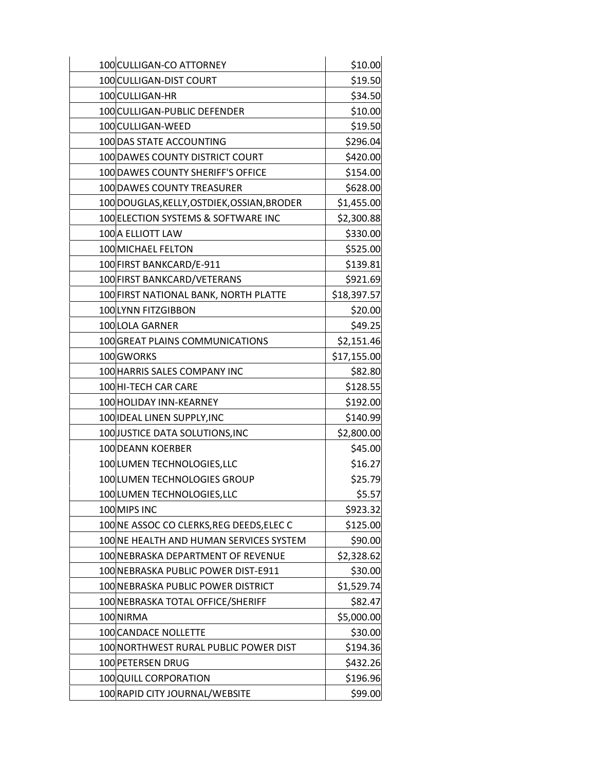| | | |
|---|---|---|
| 100 | CULLIGAN-CO ATTORNEY | $10.00 |
| 100 | CULLIGAN-DIST COURT | $19.50 |
| 100 | CULLIGAN-HR | $34.50 |
| 100 | CULLIGAN-PUBLIC DEFENDER | $10.00 |
| 100 | CULLIGAN-WEED | $19.50 |
| 100 | DAS STATE ACCOUNTING | $296.04 |
| 100 | DAWES COUNTY DISTRICT COURT | $420.00 |
| 100 | DAWES COUNTY SHERIFF'S OFFICE | $154.00 |
| 100 | DAWES COUNTY TREASURER | $628.00 |
| 100 | DOUGLAS,KELLY,OSTDIEK,OSSIAN,BRODER | $1,455.00 |
| 100 | ELECTION SYSTEMS & SOFTWARE INC | $2,300.88 |
| 100 | A ELLIOTT LAW | $330.00 |
| 100 | MICHAEL FELTON | $525.00 |
| 100 | FIRST BANKCARD/E-911 | $139.81 |
| 100 | FIRST BANKCARD/VETERANS | $921.69 |
| 100 | FIRST NATIONAL BANK, NORTH PLATTE | $18,397.57 |
| 100 | LYNN FITZGIBBON | $20.00 |
| 100 | LOLA GARNER | $49.25 |
| 100 | GREAT PLAINS COMMUNICATIONS | $2,151.46 |
| 100 | GWORKS | $17,155.00 |
| 100 | HARRIS SALES COMPANY INC | $82.80 |
| 100 | HI-TECH CAR CARE | $128.55 |
| 100 | HOLIDAY INN-KEARNEY | $192.00 |
| 100 | IDEAL LINEN SUPPLY,INC | $140.99 |
| 100 | JUSTICE DATA SOLUTIONS,INC | $2,800.00 |
| 100 | DEANN KOERBER | $45.00 |
| 100 | LUMEN TECHNOLOGIES,LLC | $16.27 |
| 100 | LUMEN TECHNOLOGIES GROUP | $25.79 |
| 100 | LUMEN TECHNOLOGIES,LLC | $5.57 |
| 100 | MIPS INC | $923.32 |
| 100 | NE ASSOC CO CLERKS,REG DEEDS,ELEC C | $125.00 |
| 100 | NE HEALTH AND HUMAN SERVICES SYSTEM | $90.00 |
| 100 | NEBRASKA DEPARTMENT OF REVENUE | $2,328.62 |
| 100 | NEBRASKA PUBLIC POWER DIST-E911 | $30.00 |
| 100 | NEBRASKA PUBLIC POWER DISTRICT | $1,529.74 |
| 100 | NEBRASKA TOTAL OFFICE/SHERIFF | $82.47 |
| 100 | NIRMA | $5,000.00 |
| 100 | CANDACE NOLLETTE | $30.00 |
| 100 | NORTHWEST RURAL PUBLIC POWER DIST | $194.36 |
| 100 | PETERSEN DRUG | $432.26 |
| 100 | QUILL CORPORATION | $196.96 |
| 100 | RAPID CITY JOURNAL/WEBSITE | $99.00 |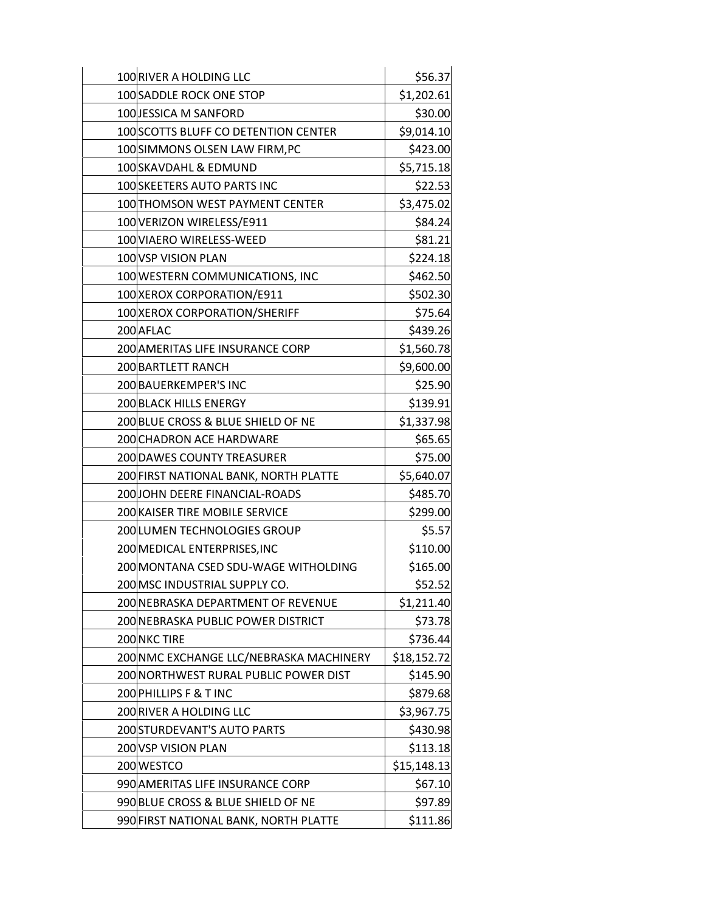| | | |
|---|---|---|
| 100 | RIVER A HOLDING LLC | $56.37 |
| 100 | SADDLE ROCK ONE STOP | $1,202.61 |
| 100 | JESSICA M SANFORD | $30.00 |
| 100 | SCOTTS BLUFF CO DETENTION CENTER | $9,014.10 |
| 100 | SIMMONS OLSEN LAW FIRM,PC | $423.00 |
| 100 | SKAVDAHL & EDMUND | $5,715.18 |
| 100 | SKEETERS AUTO PARTS INC | $22.53 |
| 100 | THOMSON WEST PAYMENT CENTER | $3,475.02 |
| 100 | VERIZON WIRELESS/E911 | $84.24 |
| 100 | VIAERO WIRELESS-WEED | $81.21 |
| 100 | VSP VISION PLAN | $224.18 |
| 100 | WESTERN COMMUNICATIONS, INC | $462.50 |
| 100 | XEROX CORPORATION/E911 | $502.30 |
| 100 | XEROX CORPORATION/SHERIFF | $75.64 |
| 200 | AFLAC | $439.26 |
| 200 | AMERITAS LIFE INSURANCE CORP | $1,560.78 |
| 200 | BARTLETT RANCH | $9,600.00 |
| 200 | BAUERKEMPER'S INC | $25.90 |
| 200 | BLACK HILLS ENERGY | $139.91 |
| 200 | BLUE CROSS & BLUE SHIELD OF NE | $1,337.98 |
| 200 | CHADRON ACE HARDWARE | $65.65 |
| 200 | DAWES COUNTY TREASURER | $75.00 |
| 200 | FIRST NATIONAL BANK, NORTH PLATTE | $5,640.07 |
| 200 | JOHN DEERE FINANCIAL-ROADS | $485.70 |
| 200 | KAISER TIRE MOBILE SERVICE | $299.00 |
| 200 | LUMEN TECHNOLOGIES GROUP | $5.57 |
| 200 | MEDICAL ENTERPRISES,INC | $110.00 |
| 200 | MONTANA CSED SDU-WAGE WITHOLDING | $165.00 |
| 200 | MSC INDUSTRIAL SUPPLY CO. | $52.52 |
| 200 | NEBRASKA DEPARTMENT OF REVENUE | $1,211.40 |
| 200 | NEBRASKA PUBLIC POWER DISTRICT | $73.78 |
| 200 | NKC TIRE | $736.44 |
| 200 | NMC EXCHANGE LLC/NEBRASKA MACHINERY | $18,152.72 |
| 200 | NORTHWEST RURAL PUBLIC POWER DIST | $145.90 |
| 200 | PHILLIPS F & T INC | $879.68 |
| 200 | RIVER A HOLDING LLC | $3,967.75 |
| 200 | STURDEVANT'S AUTO PARTS | $430.98 |
| 200 | VSP VISION PLAN | $113.18 |
| 200 | WESTCO | $15,148.13 |
| 990 | AMERITAS LIFE INSURANCE CORP | $67.10 |
| 990 | BLUE CROSS & BLUE SHIELD OF NE | $97.89 |
| 990 | FIRST NATIONAL BANK, NORTH PLATTE | $111.86 |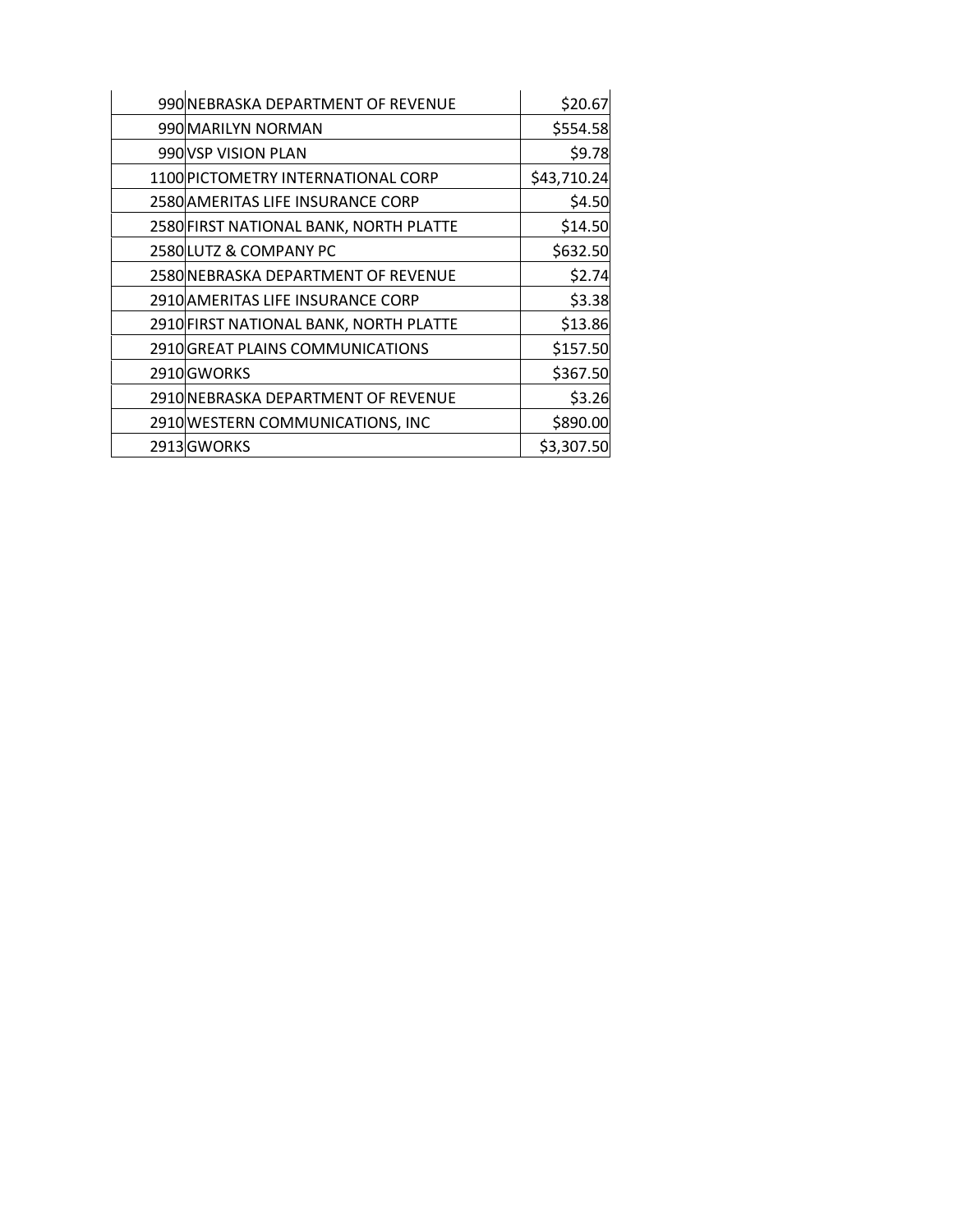| | | |
|---|---|---|
| 990 | NEBRASKA DEPARTMENT OF REVENUE | $20.67 |
| 990 | MARILYN NORMAN | $554.58 |
| 990 | VSP VISION PLAN | $9.78 |
| 1100 | PICTOMETRY INTERNATIONAL CORP | $43,710.24 |
| 2580 | AMERITAS LIFE INSURANCE CORP | $4.50 |
| 2580 | FIRST NATIONAL BANK, NORTH PLATTE | $14.50 |
| 2580 | LUTZ & COMPANY PC | $632.50 |
| 2580 | NEBRASKA DEPARTMENT OF REVENUE | $2.74 |
| 2910 | AMERITAS LIFE INSURANCE CORP | $3.38 |
| 2910 | FIRST NATIONAL BANK, NORTH PLATTE | $13.86 |
| 2910 | GREAT PLAINS COMMUNICATIONS | $157.50 |
| 2910 | GWORKS | $367.50 |
| 2910 | NEBRASKA DEPARTMENT OF REVENUE | $3.26 |
| 2910 | WESTERN COMMUNICATIONS, INC | $890.00 |
| 2913 | GWORKS | $3,307.50 |